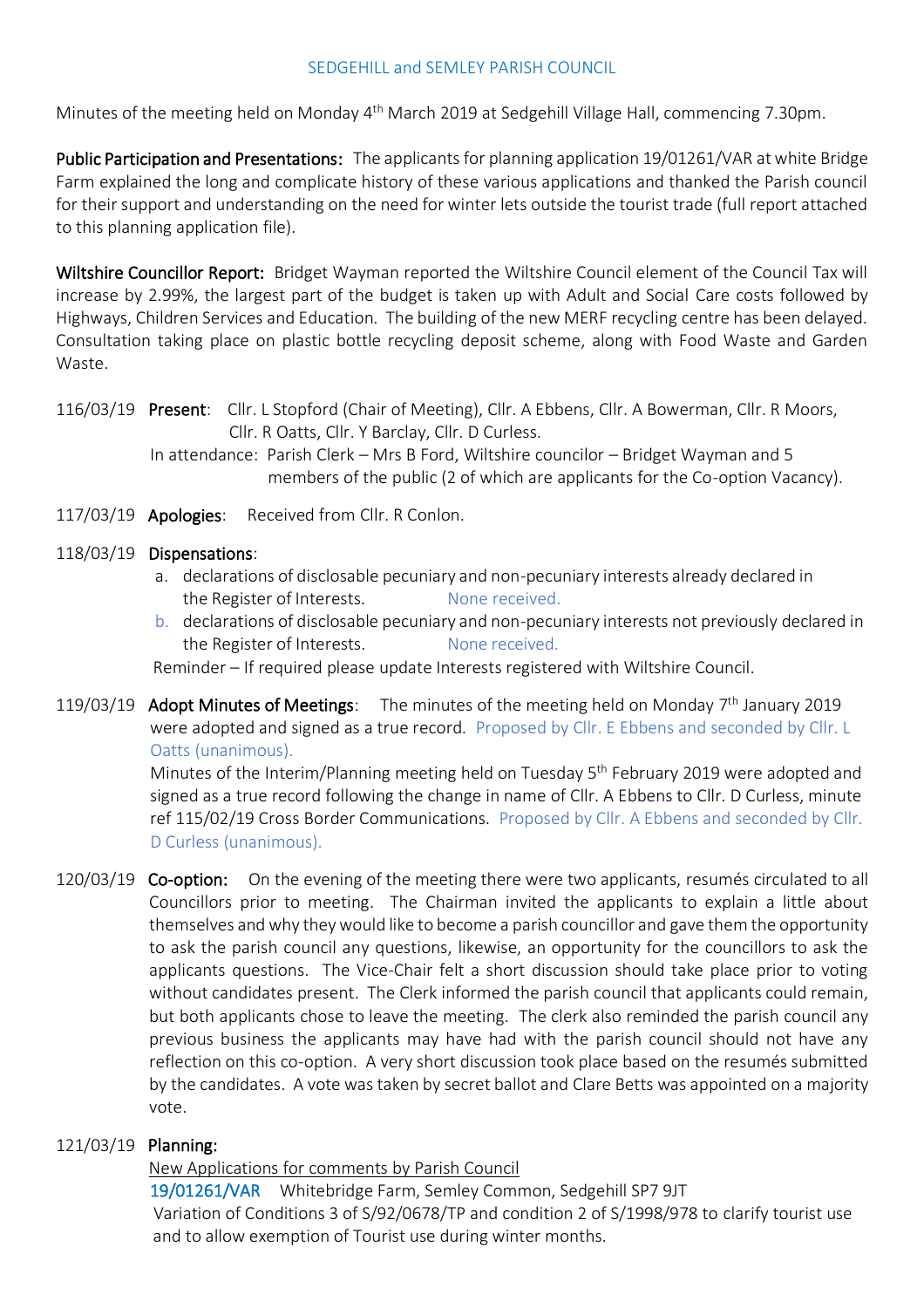SEDGEHILL and SEMLEY PARISH COUNCIL

Minutes of the meeting held on Monday 4th March 2019 at Sedgehill Village Hall, commencing 7.30pm.

**Public Participation and Presentations:** The applicants for planning application 19/01261/VAR at white Bridge Farm explained the long and complicate history of these various applications and thanked the Parish council for their support and understanding on the need for winter lets outside the tourist trade (full report attached to this planning application file).

**Wiltshire Councillor Report:** Bridget Wayman reported the Wiltshire Council element of the Council Tax will increase by 2.99%, the largest part of the budget is taken up with Adult and Social Care costs followed by Highways, Children Services and Education. The building of the new MERF recycling centre has been delayed. Consultation taking place on plastic bottle recycling deposit scheme, along with Food Waste and Garden Waste.

116/03/19 **Present**: Cllr. L Stopford (Chair of Meeting), Cllr. A Ebbens, Cllr. A Bowerman, Cllr. R Moors, Cllr. R Oatts, Cllr. Y Barclay, Cllr. D Curless.

In attendance: Parish Clerk – Mrs B Ford, Wiltshire councilor – Bridget Wayman and 5 members of the public (2 of which are applicants for the Co-option Vacancy).

117/03/19 **Apologies**: Received from Cllr. R Conlon.

118/03/19 **Dispensations**:

a. declarations of disclosable pecuniary and non-pecuniary interests already declared in the Register of Interests. None received.
b. declarations of disclosable pecuniary and non-pecuniary interests not previously declared in the Register of Interests. None received.

Reminder – If required please update Interests registered with Wiltshire Council.

119/03/19 **Adopt Minutes of Meetings**: The minutes of the meeting held on Monday 7th January 2019 were adopted and signed as a true record. Proposed by Cllr. E Ebbens and seconded by Cllr. L Oatts (unanimous).

Minutes of the Interim/Planning meeting held on Tuesday 5th February 2019 were adopted and signed as a true record following the change in name of Cllr. A Ebbens to Cllr. D Curless, minute ref 115/02/19 Cross Border Communications. Proposed by Cllr. A Ebbens and seconded by Cllr. D Curless (unanimous).

120/03/19 **Co-option:** On the evening of the meeting there were two applicants, resumés circulated to all Councillors prior to meeting. The Chairman invited the applicants to explain a little about themselves and why they would like to become a parish councillor and gave them the opportunity to ask the parish council any questions, likewise, an opportunity for the councillors to ask the applicants questions. The Vice-Chair felt a short discussion should take place prior to voting without candidates present. The Clerk informed the parish council that applicants could remain, but both applicants chose to leave the meeting. The clerk also reminded the parish council any previous business the applicants may have had with the parish council should not have any reflection on this co-option. A very short discussion took place based on the resumés submitted by the candidates. A vote was taken by secret ballot and Clare Betts was appointed on a majority vote.

121/03/19 **Planning:**

New Applications for comments by Parish Council

19/01261/VAR Whitebridge Farm, Semley Common, Sedgehill SP7 9JT
Variation of Conditions 3 of S/92/0678/TP and condition 2 of S/1998/978 to clarify tourist use and to allow exemption of Tourist use during winter months.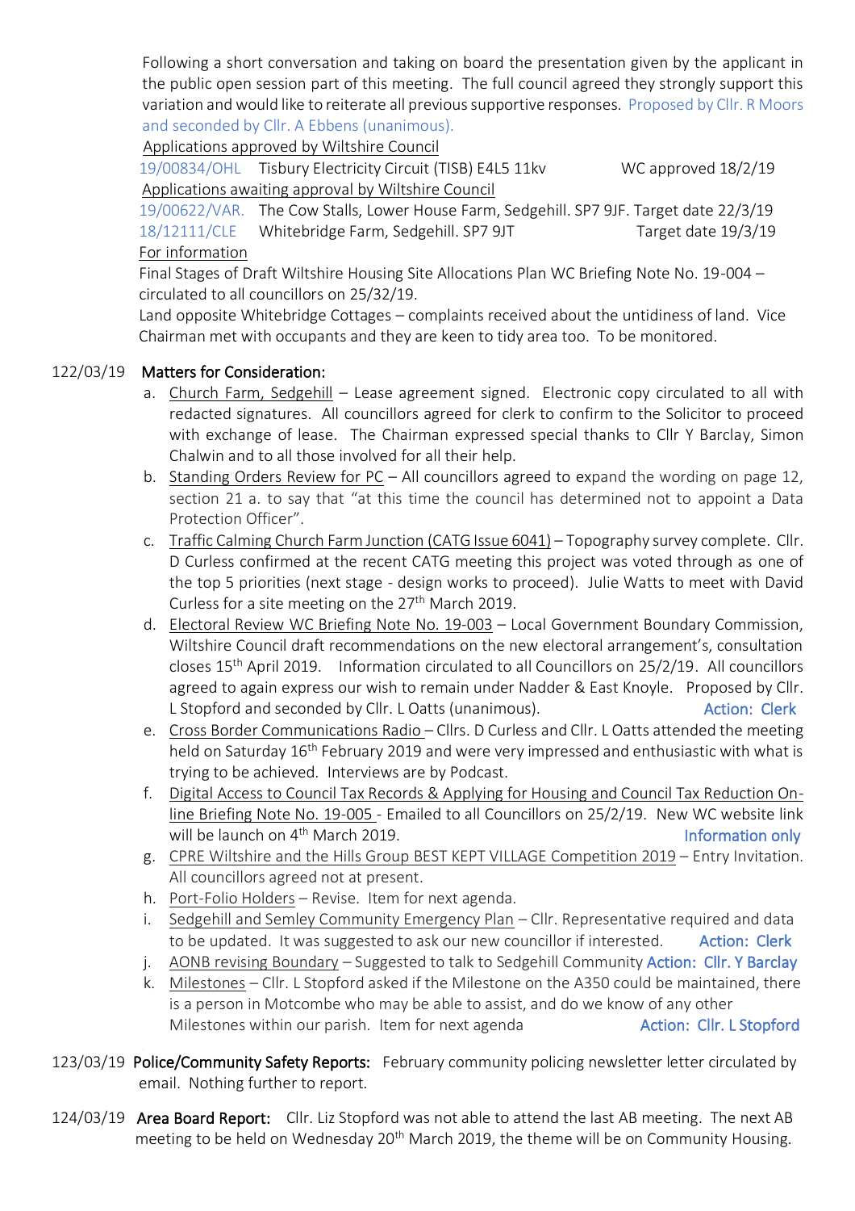Following a short conversation and taking on board the presentation given by the applicant in the public open session part of this meeting. The full council agreed they strongly support this variation and would like to reiterate all previous supportive responses. Proposed by Cllr. R Moors and seconded by Cllr. A Ebbens (unanimous).

Applications approved by Wiltshire Council

19/00834/OHL Tisbury Electricity Circuit (TISB) E4L5 11kv WC approved 18/2/19

Applications awaiting approval by Wiltshire Council

19/00622/VAR. The Cow Stalls, Lower House Farm, Sedgehill. SP7 9JF. Target date 22/3/19

18/12111/CLE Whitebridge Farm, Sedgehill. SP7 9JT Target date 19/3/19

For information

Final Stages of Draft Wiltshire Housing Site Allocations Plan WC Briefing Note No. 19-004 – circulated to all councillors on 25/32/19.

Land opposite Whitebridge Cottages – complaints received about the untidiness of land. Vice Chairman met with occupants and they are keen to tidy area too. To be monitored.

122/03/19 **Matters for Consideration:**

a. Church Farm, Sedgehill – Lease agreement signed. Electronic copy circulated to all with redacted signatures. All councillors agreed for clerk to confirm to the Solicitor to proceed with exchange of lease. The Chairman expressed special thanks to Cllr Y Barclay, Simon Chalwin and to all those involved for all their help.
b. Standing Orders Review for PC – All councillors agreed to expand the wording on page 12, section 21 a. to say that "at this time the council has determined not to appoint a Data Protection Officer".
c. Traffic Calming Church Farm Junction (CATG Issue 6041) – Topography survey complete. Cllr. D Curless confirmed at the recent CATG meeting this project was voted through as one of the top 5 priorities (next stage - design works to proceed). Julie Watts to meet with David Curless for a site meeting on the 27th March 2019.
d. Electoral Review WC Briefing Note No. 19-003 – Local Government Boundary Commission, Wiltshire Council draft recommendations on the new electoral arrangement's, consultation closes 15th April 2019. Information circulated to all Councillors on 25/2/19. All councillors agreed to again express our wish to remain under Nadder & East Knoyle. Proposed by Cllr. L Stopford and seconded by Cllr. L Oatts (unanimous). Action: Clerk
e. Cross Border Communications Radio – Cllrs. D Curless and Cllr. L Oatts attended the meeting held on Saturday 16th February 2019 and were very impressed and enthusiastic with what is trying to be achieved. Interviews are by Podcast.
f. Digital Access to Council Tax Records & Applying for Housing and Council Tax Reduction On-line Briefing Note No. 19-005 - Emailed to all Councillors on 25/2/19. New WC website link will be launch on 4th March 2019. Information only
g. CPRE Wiltshire and the Hills Group BEST KEPT VILLAGE Competition 2019 – Entry Invitation. All councillors agreed not at present.
h. Port-Folio Holders – Revise. Item for next agenda.
i. Sedgehill and Semley Community Emergency Plan – Cllr. Representative required and data to be updated. It was suggested to ask our new councillor if interested. Action: Clerk
j. AONB revising Boundary – Suggested to talk to Sedgehill Community Action: Cllr. Y Barclay
k. Milestones – Cllr. L Stopford asked if the Milestone on the A350 could be maintained, there is a person in Motcombe who may be able to assist, and do we know of any other Milestones within our parish. Item for next agenda Action: Cllr. L Stopford

123/03/19 **Police/Community Safety Reports:** February community policing newsletter letter circulated by email. Nothing further to report.

124/03/19 **Area Board Report:** Cllr. Liz Stopford was not able to attend the last AB meeting. The next AB meeting to be held on Wednesday 20th March 2019, the theme will be on Community Housing.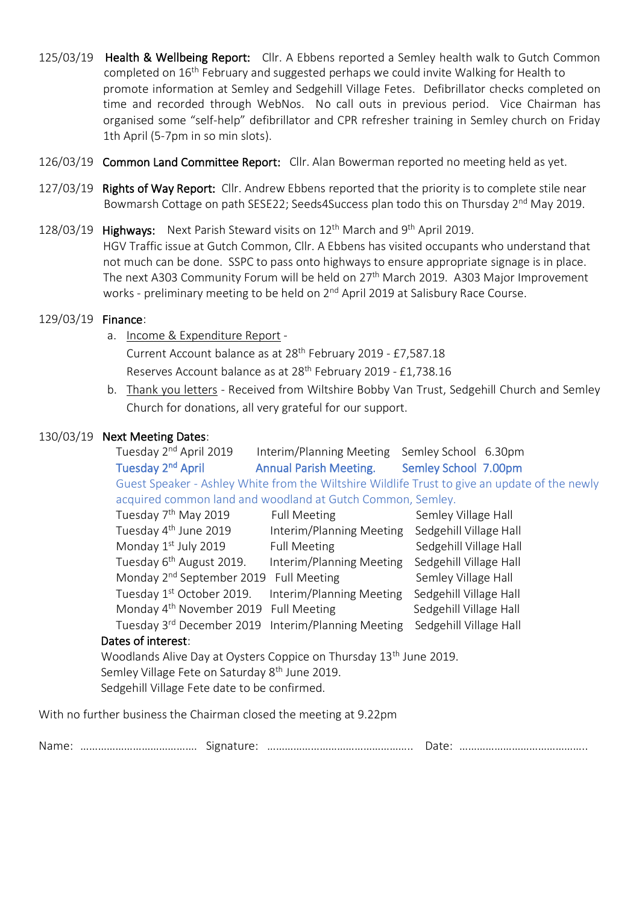125/03/19 **Health & Wellbeing Report:** Cllr. A Ebbens reported a Semley health walk to Gutch Common completed on 16th February and suggested perhaps we could invite Walking for Health to promote information at Semley and Sedgehill Village Fetes. Defibrillator checks completed on time and recorded through WebNos. No call outs in previous period. Vice Chairman has organised some "self-help" defibrillator and CPR refresher training in Semley church on Friday 1th April (5-7pm in so min slots).

126/03/19 **Common Land Committee Report:** Cllr. Alan Bowerman reported no meeting held as yet.

127/03/19 **Rights of Way Report:** Cllr. Andrew Ebbens reported that the priority is to complete stile near Bowmarsh Cottage on path SESE22; Seeds4Success plan todo this on Thursday 2nd May 2019.

128/03/19 **Highways:** Next Parish Steward visits on 12th March and 9th April 2019.
HGV Traffic issue at Gutch Common, Cllr. A Ebbens has visited occupants who understand that not much can be done. SSPC to pass onto highways to ensure appropriate signage is in place. The next A303 Community Forum will be held on 27th March 2019. A303 Major Improvement works - preliminary meeting to be held on 2nd April 2019 at Salisbury Race Course.

129/03/19 **Finance**:

a. Income & Expenditure Report -
Current Account balance as at 28th February 2019 - £7,587.18
Reserves Account balance as at 28th February 2019 - £1,738.16
b. Thank you letters - Received from Wiltshire Bobby Van Trust, Sedgehill Church and Semley Church for donations, all very grateful for our support.

130/03/19 **Next Meeting Dates**:

| | | | |
|---|---|---|---|
| Tuesday 2nd April 2019 | Interim/Planning Meeting | Semley School | 6.30pm |
| Tuesday 2nd April | Annual Parish Meeting. | Semley School | 7.00pm |

Guest Speaker - Ashley White from the Wiltshire Wildlife Trust to give an update of the newly acquired common land and woodland at Gutch Common, Semley.

| | | |
|---|---|---|
| Tuesday 7th May 2019 | Full Meeting | Semley Village Hall |
| Tuesday 4th June 2019 | Interim/Planning Meeting | Sedgehill Village Hall |
| Monday 1st July 2019 | Full Meeting | Sedgehill Village Hall |
| Tuesday 6th August 2019. | Interim/Planning Meeting | Sedgehill Village Hall |
| Monday 2nd September 2019 | Full Meeting | Semley Village Hall |
| Tuesday 1st October 2019. | Interim/Planning Meeting | Sedgehill Village Hall |
| Monday 4th November 2019 | Full Meeting | Sedgehill Village Hall |
| Tuesday 3rd December 2019 | Interim/Planning Meeting | Sedgehill Village Hall |

**Dates of interest**:
Woodlands Alive Day at Oysters Coppice on Thursday 13th June 2019.
Semley Village Fete on Saturday 8th June 2019.
Sedgehill Village Fete date to be confirmed.

With no further business the Chairman closed the meeting at 9.22pm

Name: ………………………………… Signature: ………………………………………….. Date: ……………………………………..